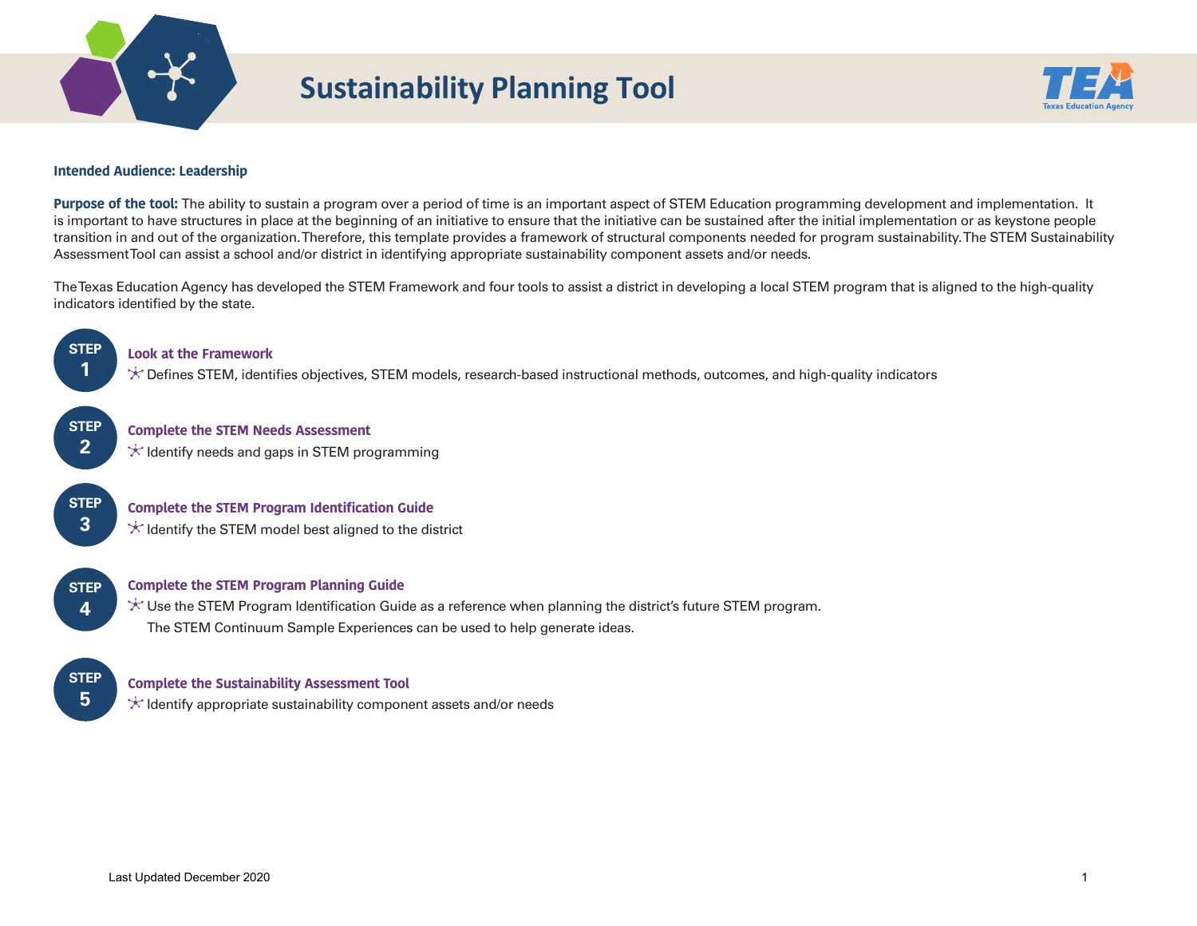# Sustainability Planning Tool

**Intended Audience: Leadership**

**Purpose of the tool:** The ability to sustain a program over a period of time is an important aspect of STEM Education programming development and implementation. It is important to have structures in place at the beginning of an initiative to ensure that the initiative can be sustained after the initial implementation or as keystone people transition in and out of the organization. Therefore, this template provides a framework of structural components needed for program sustainability. The STEM Sustainability Assessment Tool can assist a school and/or district in identifying appropriate sustainability component assets and/or needs.

The Texas Education Agency has developed the STEM Framework and four tools to assist a district in developing a local STEM program that is aligned to the high-quality indicators identified by the state.

**STEP 1** — **Look at the Framework**

- Defines STEM, identifies objectives, STEM models, research-based instructional methods, outcomes, and high-quality indicators

**STEP 2** — **Complete the STEM Needs Assessment**

- Identify needs and gaps in STEM programming

**STEP 3** — **Complete the STEM Program Identification Guide**

- Identify the STEM model best aligned to the district

**STEP 4** — **Complete the STEM Program Planning Guide**

- Use the STEM Program Identification Guide as a reference when planning the district's future STEM program. The STEM Continuum Sample Experiences can be used to help generate ideas.

**STEP 5** — **Complete the Sustainability Assessment Tool**

- Identify appropriate sustainability component assets and/or needs

Last Updated December 2020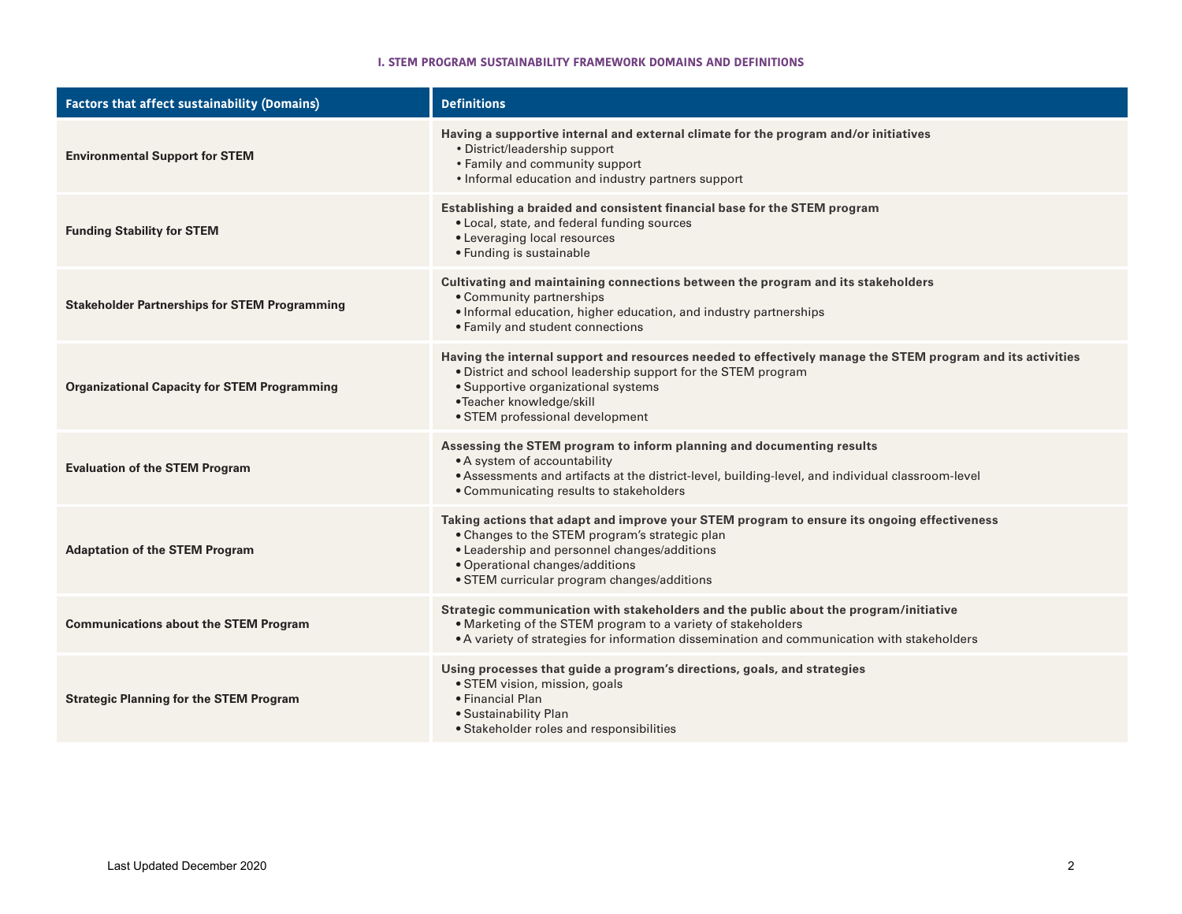### I. STEM PROGRAM SUSTAINABILITY FRAMEWORK DOMAINS AND DEFINITIONS

| Factors that affect sustainability (Domains) | Definitions |
|---|---|
| **Environmental Support for STEM** | **Having a supportive internal and external climate for the program and/or initiatives**<br>• District/leadership support<br>• Family and community support<br>• Informal education and industry partners support |
| **Funding Stability for STEM** | **Establishing a braided and consistent financial base for the STEM program**<br>• Local, state, and federal funding sources<br>• Leveraging local resources<br>• Funding is sustainable |
| **Stakeholder Partnerships for STEM Programming** | **Cultivating and maintaining connections between the program and its stakeholders**<br>• Community partnerships<br>• Informal education, higher education, and industry partnerships<br>• Family and student connections |
| **Organizational Capacity for STEM Programming** | **Having the internal support and resources needed to effectively manage the STEM program and its activities**<br>• District and school leadership support for the STEM program<br>• Supportive organizational systems<br>•Teacher knowledge/skill<br>• STEM professional development |
| **Evaluation of the STEM Program** | **Assessing the STEM program to inform planning and documenting results**<br>• A system of accountability<br>• Assessments and artifacts at the district-level, building-level, and individual classroom-level<br>• Communicating results to stakeholders |
| **Adaptation of the STEM Program** | **Taking actions that adapt and improve your STEM program to ensure its ongoing effectiveness**<br>• Changes to the STEM program's strategic plan<br>• Leadership and personnel changes/additions<br>• Operational changes/additions<br>• STEM curricular program changes/additions |
| **Communications about the STEM Program** | **Strategic communication with stakeholders and the public about the program/initiative**<br>• Marketing of the STEM program to a variety of stakeholders<br>• A variety of strategies for information dissemination and communication with stakeholders |
| **Strategic Planning for the STEM Program** | **Using processes that guide a program's directions, goals, and strategies**<br>• STEM vision, mission, goals<br>• Financial Plan<br>• Sustainability Plan<br>• Stakeholder roles and responsibilities |

Last Updated December 2020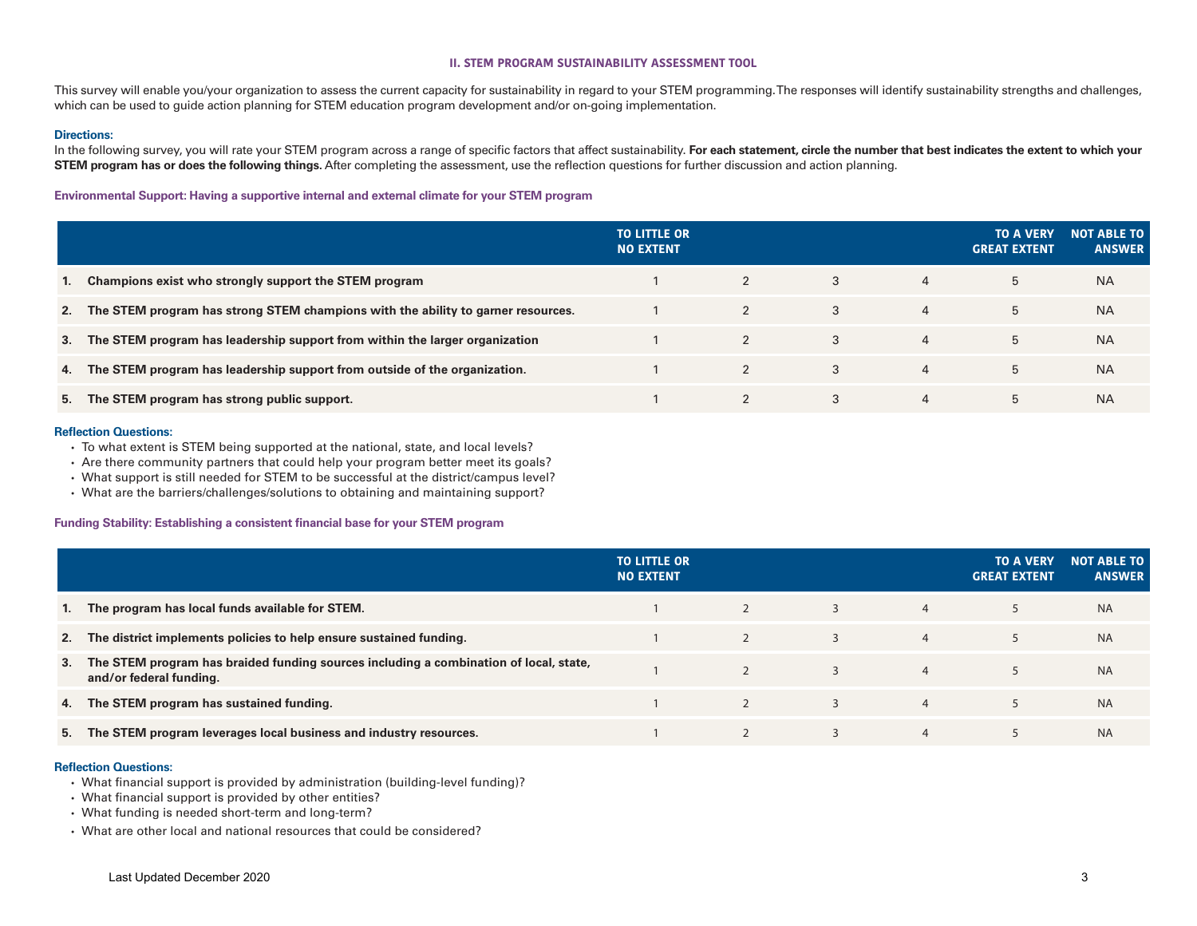## II. STEM PROGRAM SUSTAINABILITY ASSESSMENT TOOL

This survey will enable you/your organization to assess the current capacity for sustainability in regard to your STEM programming. The responses will identify sustainability strengths and challenges, which can be used to guide action planning for STEM education program development and/or on-going implementation.

**Directions:**

In the following survey, you will rate your STEM program across a range of specific factors that affect sustainability. **For each statement, circle the number that best indicates the extent to which your STEM program has or does the following things.** After completing the assessment, use the reflection questions for further discussion and action planning.

### Environmental Support: Having a supportive internal and external climate for your STEM program

| | TO LITTLE OR NO EXTENT | | | | TO A VERY GREAT EXTENT | NOT ABLE TO ANSWER |
|---|---|---|---|---|---|---|
| **1. Champions exist who strongly support the STEM program** | 1 | 2 | 3 | 4 | 5 | NA |
| **2. The STEM program has strong STEM champions with the ability to garner resources.** | 1 | 2 | 3 | 4 | 5 | NA |
| **3. The STEM program has leadership support from within the larger organization** | 1 | 2 | 3 | 4 | 5 | NA |
| **4. The STEM program has leadership support from outside of the organization.** | 1 | 2 | 3 | 4 | 5 | NA |
| **5. The STEM program has strong public support.** | 1 | 2 | 3 | 4 | 5 | NA |

**Reflection Questions:**

- To what extent is STEM being supported at the national, state, and local levels?
- Are there community partners that could help your program better meet its goals?
- What support is still needed for STEM to be successful at the district/campus level?
- What are the barriers/challenges/solutions to obtaining and maintaining support?

### Funding Stability: Establishing a consistent financial base for your STEM program

| | TO LITTLE OR NO EXTENT | | | | TO A VERY GREAT EXTENT | NOT ABLE TO ANSWER |
|---|---|---|---|---|---|---|
| **1. The program has local funds available for STEM.** | 1 | 2 | 3 | 4 | 5 | NA |
| **2. The district implements policies to help ensure sustained funding.** | 1 | 2 | 3 | 4 | 5 | NA |
| **3. The STEM program has braided funding sources including a combination of local, state, and/or federal funding.** | 1 | 2 | 3 | 4 | 5 | NA |
| **4. The STEM program has sustained funding.** | 1 | 2 | 3 | 4 | 5 | NA |
| **5. The STEM program leverages local business and industry resources.** | 1 | 2 | 3 | 4 | 5 | NA |

**Reflection Questions:**

- What financial support is provided by administration (building-level funding)?
- What financial support is provided by other entities?
- What funding is needed short-term and long-term?
- What are other local and national resources that could be considered?

Last Updated December 2020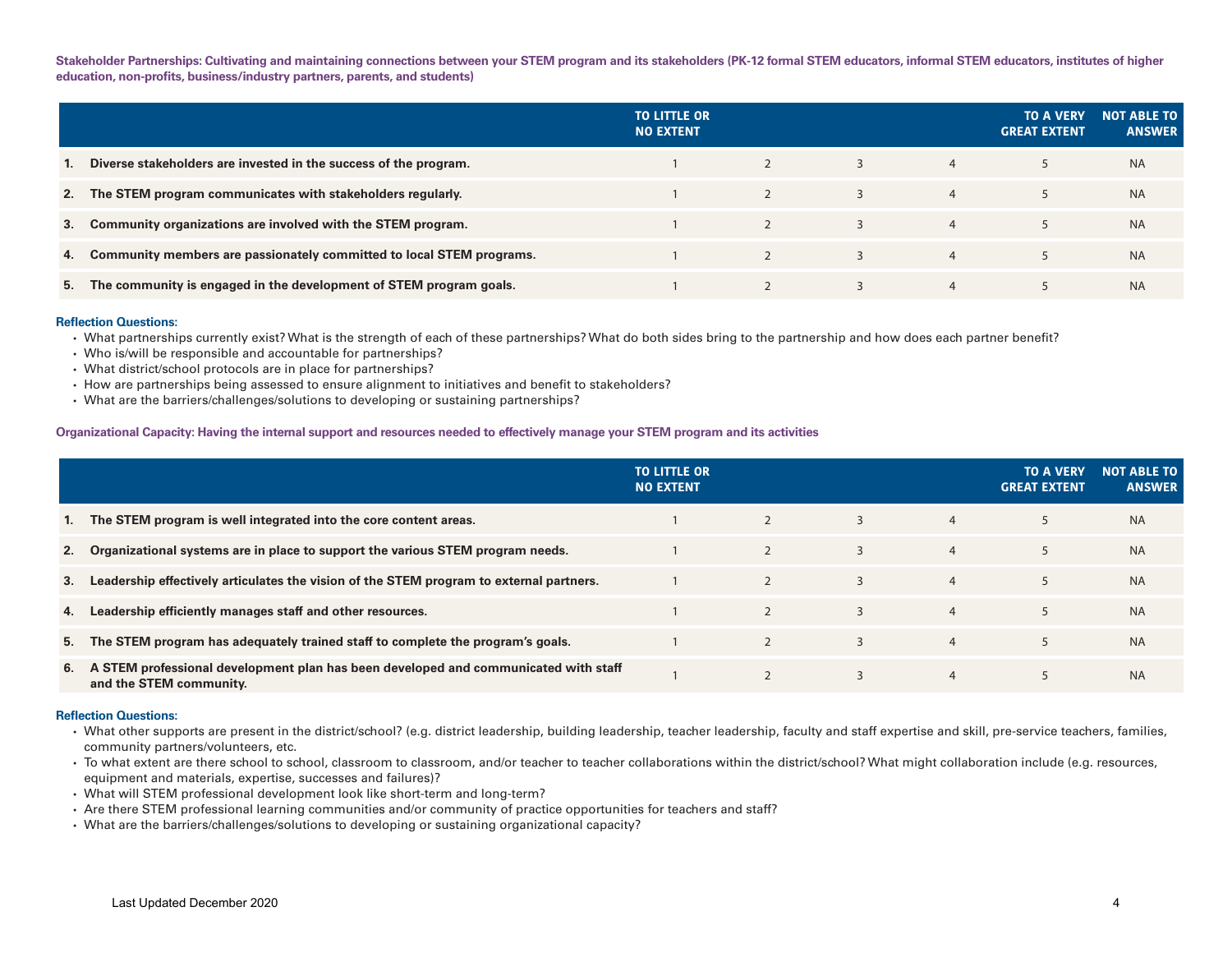**Stakeholder Partnerships: Cultivating and maintaining connections between your STEM program and its stakeholders (PK-12 formal STEM educators, informal STEM educators, institutes of higher education, non-profits, business/industry partners, parents, and students)**

| | TO LITTLE OR NO EXTENT | | | | TO A VERY GREAT EXTENT | NOT ABLE TO ANSWER |
|---|---|---|---|---|---|---|
| **1. Diverse stakeholders are invested in the success of the program.** | 1 | 2 | 3 | 4 | 5 | NA |
| **2. The STEM program communicates with stakeholders regularly.** | 1 | 2 | 3 | 4 | 5 | NA |
| **3. Community organizations are involved with the STEM program.** | 1 | 2 | 3 | 4 | 5 | NA |
| **4. Community members are passionately committed to local STEM programs.** | 1 | 2 | 3 | 4 | 5 | NA |
| **5. The community is engaged in the development of STEM program goals.** | 1 | 2 | 3 | 4 | 5 | NA |

**Reflection Questions:**

- What partnerships currently exist? What is the strength of each of these partnerships? What do both sides bring to the partnership and how does each partner benefit?
- Who is/will be responsible and accountable for partnerships?
- What district/school protocols are in place for partnerships?
- How are partnerships being assessed to ensure alignment to initiatives and benefit to stakeholders?
- What are the barriers/challenges/solutions to developing or sustaining partnerships?

**Organizational Capacity: Having the internal support and resources needed to effectively manage your STEM program and its activities**

| | TO LITTLE OR NO EXTENT | | | | TO A VERY GREAT EXTENT | NOT ABLE TO ANSWER |
|---|---|---|---|---|---|---|
| **1. The STEM program is well integrated into the core content areas.** | 1 | 2 | 3 | 4 | 5 | NA |
| **2. Organizational systems are in place to support the various STEM program needs.** | 1 | 2 | 3 | 4 | 5 | NA |
| **3. Leadership effectively articulates the vision of the STEM program to external partners.** | 1 | 2 | 3 | 4 | 5 | NA |
| **4. Leadership efficiently manages staff and other resources.** | 1 | 2 | 3 | 4 | 5 | NA |
| **5. The STEM program has adequately trained staff to complete the program's goals.** | 1 | 2 | 3 | 4 | 5 | NA |
| **6. A STEM professional development plan has been developed and communicated with staff and the STEM community.** | 1 | 2 | 3 | 4 | 5 | NA |

**Reflection Questions:**

- What other supports are present in the district/school? (e.g. district leadership, building leadership, teacher leadership, faculty and staff expertise and skill, pre-service teachers, families, community partners/volunteers, etc.
- To what extent are there school to school, classroom to classroom, and/or teacher to teacher collaborations within the district/school? What might collaboration include (e.g. resources, equipment and materials, expertise, successes and failures)?
- What will STEM professional development look like short-term and long-term?
- Are there STEM professional learning communities and/or community of practice opportunities for teachers and staff?
- What are the barriers/challenges/solutions to developing or sustaining organizational capacity?

Last Updated December 2020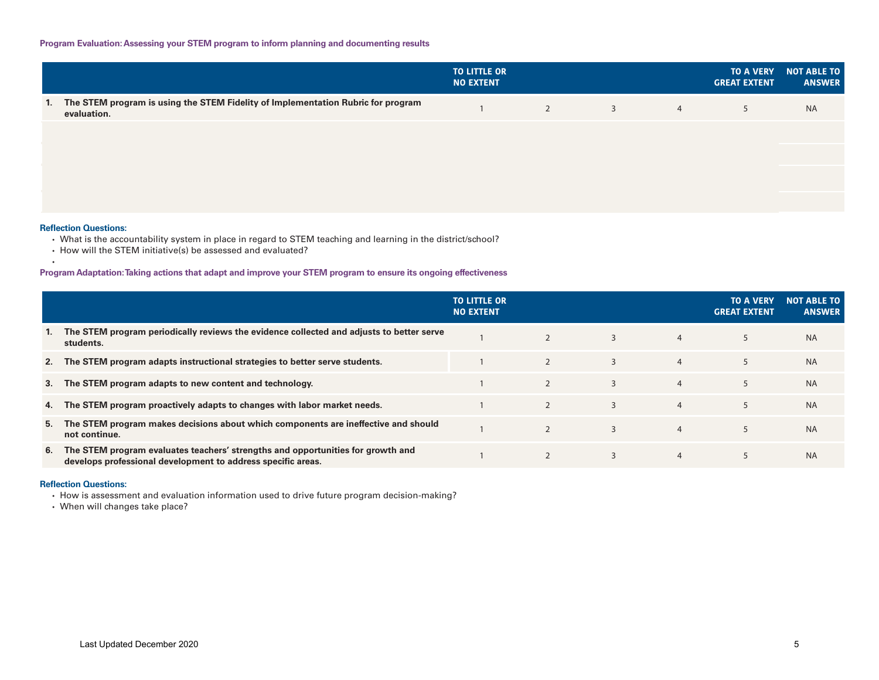**Program Evaluation: Assessing your STEM program to inform planning and documenting results**

| | TO LITTLE OR NO EXTENT | | | | TO A VERY GREAT EXTENT | NOT ABLE TO ANSWER |
|---|---|---|---|---|---|---|
| **1. The STEM program is using the STEM Fidelity of Implementation Rubric for program evaluation.** | 1 | 2 | 3 | 4 | 5 | NA |

**Reflection Questions:**

- What is the accountability system in place in regard to STEM teaching and learning in the district/school?
- How will the STEM initiative(s) be assessed and evaluated?

**Program Adaptation: Taking actions that adapt and improve your STEM program to ensure its ongoing effectiveness**

| | TO LITTLE OR NO EXTENT | | | | TO A VERY GREAT EXTENT | NOT ABLE TO ANSWER |
|---|---|---|---|---|---|---|
| **1. The STEM program periodically reviews the evidence collected and adjusts to better serve students.** | 1 | 2 | 3 | 4 | 5 | NA |
| **2. The STEM program adapts instructional strategies to better serve students.** | 1 | 2 | 3 | 4 | 5 | NA |
| **3. The STEM program adapts to new content and technology.** | 1 | 2 | 3 | 4 | 5 | NA |
| **4. The STEM program proactively adapts to changes with labor market needs.** | 1 | 2 | 3 | 4 | 5 | NA |
| **5. The STEM program makes decisions about which components are ineffective and should not continue.** | 1 | 2 | 3 | 4 | 5 | NA |
| **6. The STEM program evaluates teachers' strengths and opportunities for growth and develops professional development to address specific areas.** | 1 | 2 | 3 | 4 | 5 | NA |

**Reflection Questions:**

- How is assessment and evaluation information used to drive future program decision-making?
- When will changes take place?

Last Updated December 2020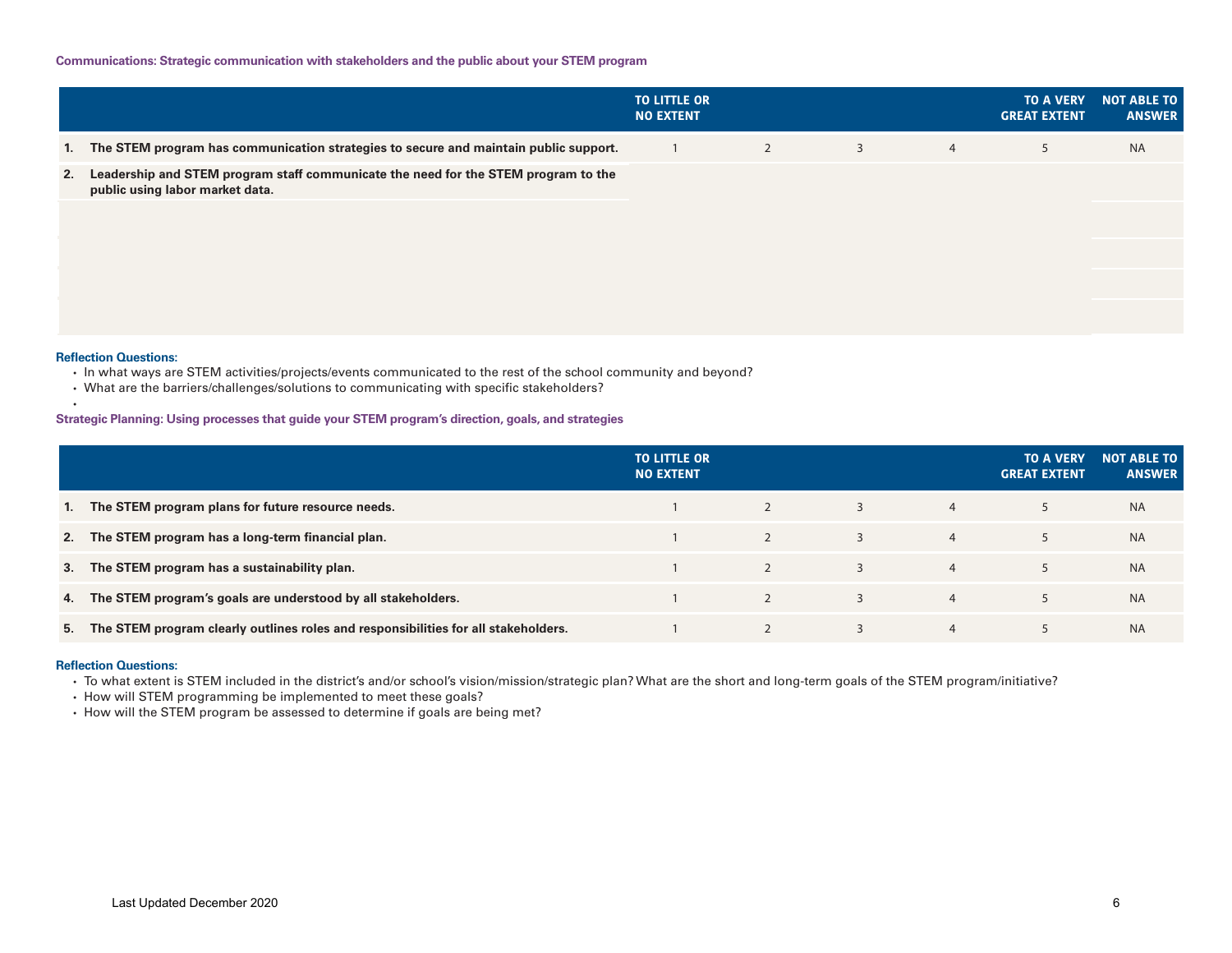**Communications: Strategic communication with stakeholders and the public about your STEM program**

| | TO LITTLE OR NO EXTENT | | | | TO A VERY GREAT EXTENT | NOT ABLE TO ANSWER |
|---|---|---|---|---|---|---|
| 1. The STEM program has communication strategies to secure and maintain public support. | 1 | 2 | 3 | 4 | 5 | NA |
| 2. Leadership and STEM program staff communicate the need for the STEM program to the public using labor market data. | | | | | | |

**Reflection Questions:**

- In what ways are STEM activities/projects/events communicated to the rest of the school community and beyond?
- What are the barriers/challenges/solutions to communicating with specific stakeholders?

**Strategic Planning: Using processes that guide your STEM program's direction, goals, and strategies**

| | TO LITTLE OR NO EXTENT | | | | TO A VERY GREAT EXTENT | NOT ABLE TO ANSWER |
|---|---|---|---|---|---|---|
| 1. The STEM program plans for future resource needs. | 1 | 2 | 3 | 4 | 5 | NA |
| 2. The STEM program has a long-term financial plan. | 1 | 2 | 3 | 4 | 5 | NA |
| 3. The STEM program has a sustainability plan. | 1 | 2 | 3 | 4 | 5 | NA |
| 4. The STEM program's goals are understood by all stakeholders. | 1 | 2 | 3 | 4 | 5 | NA |
| 5. The STEM program clearly outlines roles and responsibilities for all stakeholders. | 1 | 2 | 3 | 4 | 5 | NA |

**Reflection Questions:**

- To what extent is STEM included in the district's and/or school's vision/mission/strategic plan? What are the short and long-term goals of the STEM program/initiative?
- How will STEM programming be implemented to meet these goals?
- How will the STEM program be assessed to determine if goals are being met?

Last Updated December 2020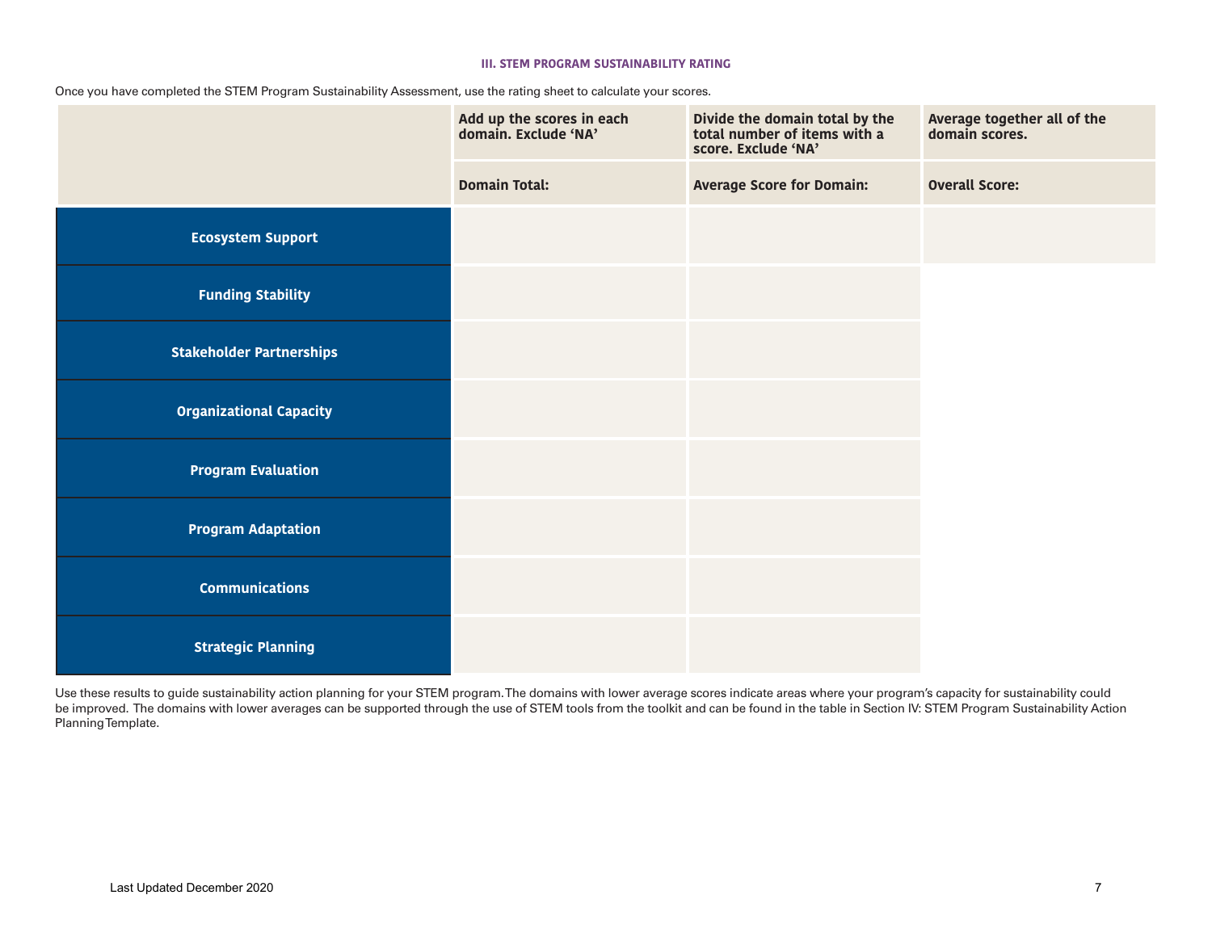### III. STEM PROGRAM SUSTAINABILITY RATING

Once you have completed the STEM Program Sustainability Assessment, use the rating sheet to calculate your scores.

| | Add up the scores in each domain. Exclude 'NA' | Divide the domain total by the total number of items with a score. Exclude 'NA' | Average together all of the domain scores. |
|---|---|---|---|
| | **Domain Total:** | **Average Score for Domain:** | **Overall Score:** |
| **Ecosystem Support** | | | |
| **Funding Stability** | | | |
| **Stakeholder Partnerships** | | | |
| **Organizational Capacity** | | | |
| **Program Evaluation** | | | |
| **Program Adaptation** | | | |
| **Communications** | | | |
| **Strategic Planning** | | | |

Use these results to guide sustainability action planning for your STEM program. The domains with lower average scores indicate areas where your program's capacity for sustainability could be improved. The domains with lower averages can be supported through the use of STEM tools from the toolkit and can be found in the table in Section IV: STEM Program Sustainability Action Planning Template.

Last Updated December 2020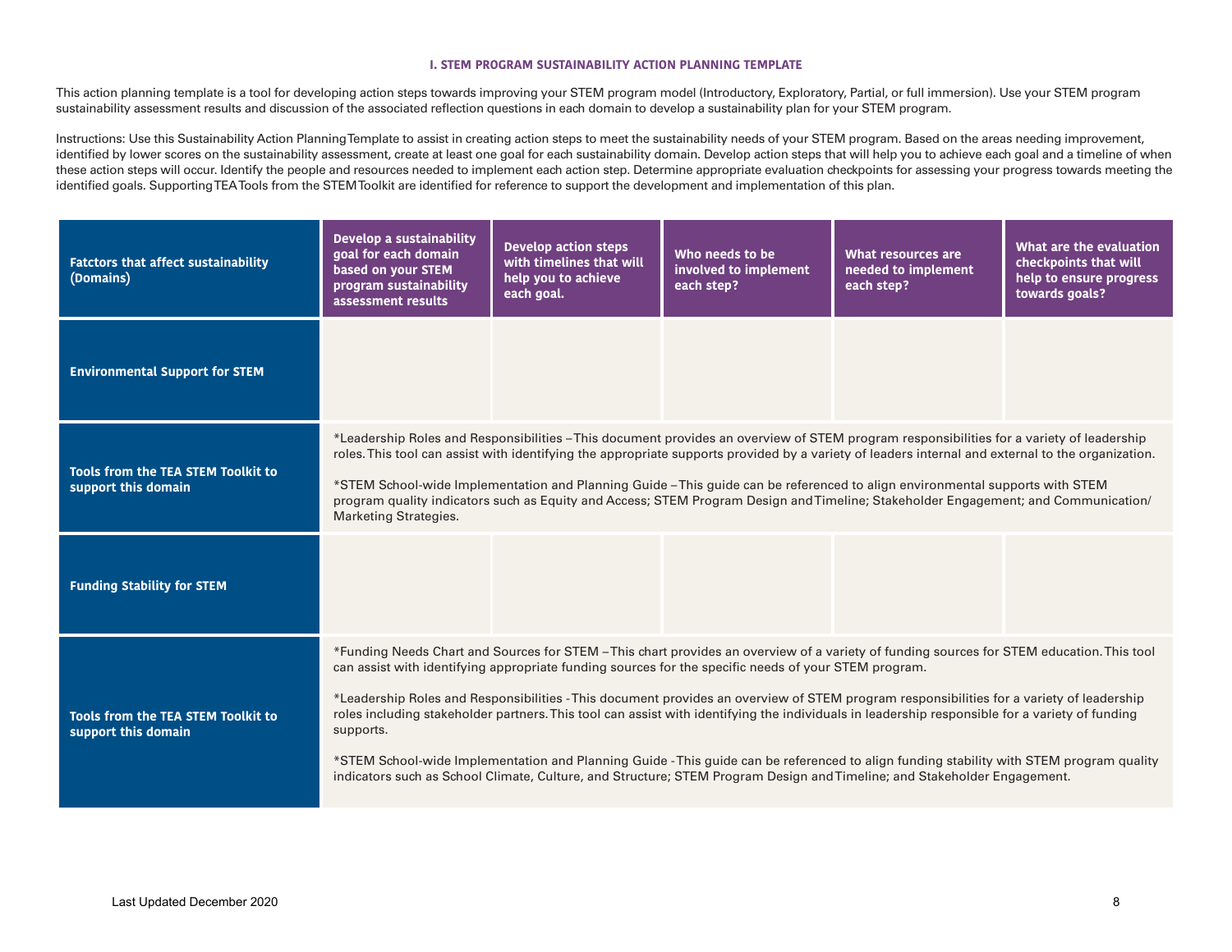### I. STEM PROGRAM SUSTAINABILITY ACTION PLANNING TEMPLATE

This action planning template is a tool for developing action steps towards improving your STEM program model (Introductory, Exploratory, Partial, or full immersion). Use your STEM program sustainability assessment results and discussion of the associated reflection questions in each domain to develop a sustainability plan for your STEM program.

Instructions: Use this Sustainability Action Planning Template to assist in creating action steps to meet the sustainability needs of your STEM program. Based on the areas needing improvement, identified by lower scores on the sustainability assessment, create at least one goal for each sustainability domain. Develop action steps that will help you to achieve each goal and a timeline of when these action steps will occur. Identify the people and resources needed to implement each action step. Determine appropriate evaluation checkpoints for assessing your progress towards meeting the identified goals. Supporting TEA Tools from the STEM Toolkit are identified for reference to support the development and implementation of this plan.

| Fatctors that affect sustainability (Domains) | Develop a sustainability goal for each domain based on your STEM program sustainability assessment results | Develop action steps with timelines that will help you to achieve each goal. | Who needs to be involved to implement each step? | What resources are needed to implement each step? | What are the evaluation checkpoints that will help to ensure progress towards goals? |
|---|---|---|---|---|---|
| **Environmental Support for STEM** | | | | | |
| **Tools from the TEA STEM Toolkit to support this domain** | *Leadership Roles and Responsibilities – This document provides an overview of STEM program responsibilities for a variety of leadership roles. This tool can assist with identifying the appropriate supports provided by a variety of leaders internal and external to the organization.<br><br>*STEM School-wide Implementation and Planning Guide – This guide can be referenced to align environmental supports with STEM program quality indicators such as Equity and Access; STEM Program Design and Timeline; Stakeholder Engagement; and Communication/ Marketing Strategies. | | | | |
| **Funding Stability for STEM** | | | | | |
| **Tools from the TEA STEM Toolkit to support this domain** | *Funding Needs Chart and Sources for STEM – This chart provides an overview of a variety of funding sources for STEM education. This tool can assist with identifying appropriate funding sources for the specific needs of your STEM program.<br><br>*Leadership Roles and Responsibilities - This document provides an overview of STEM program responsibilities for a variety of leadership roles including stakeholder partners. This tool can assist with identifying the individuals in leadership responsible for a variety of funding supports.<br><br>*STEM School-wide Implementation and Planning Guide - This guide can be referenced to align funding stability with STEM program quality indicators such as School Climate, Culture, and Structure; STEM Program Design and Timeline; and Stakeholder Engagement. | | | | |

Last Updated December 2020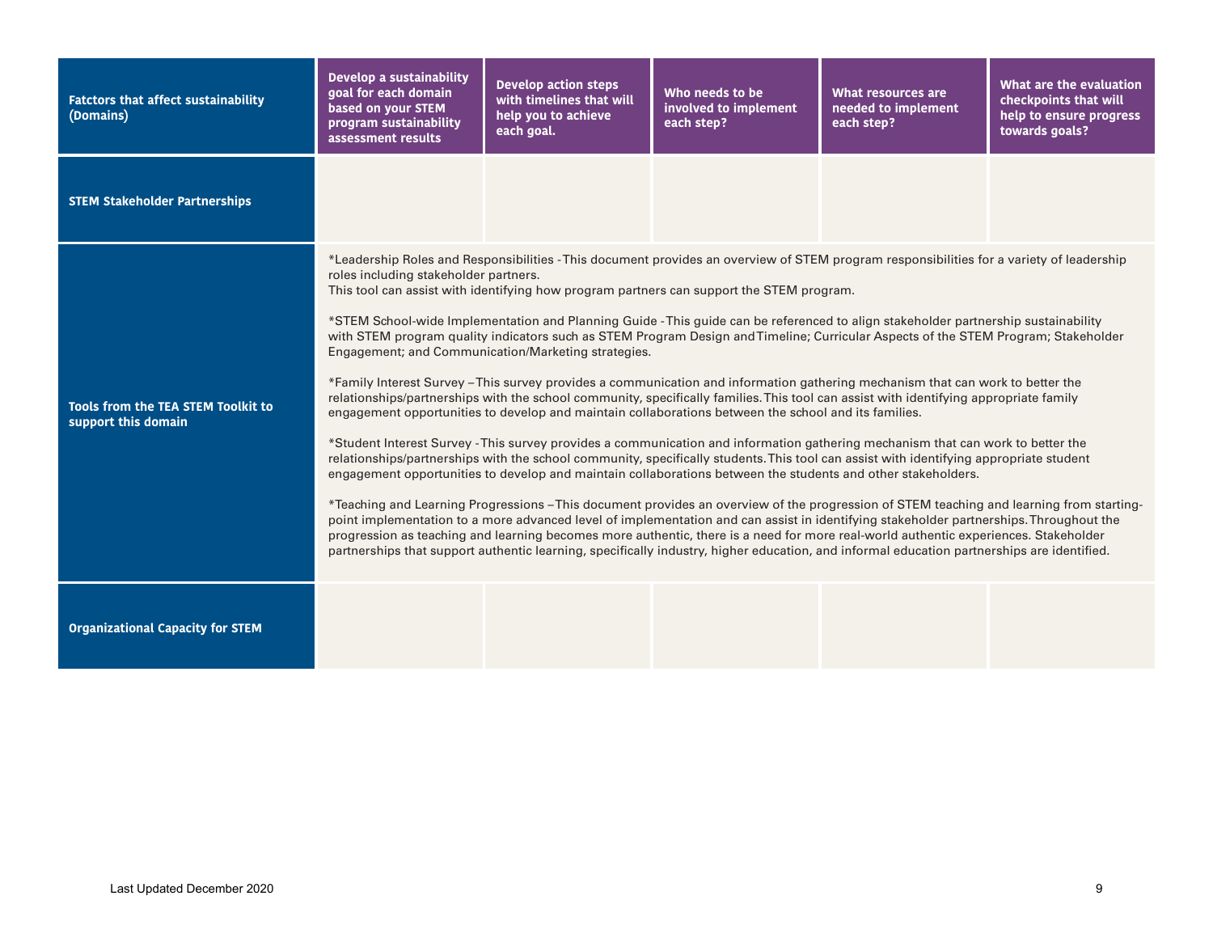| Fatctors that affect sustainability (Domains) | Develop a sustainability goal for each domain based on your STEM program sustainability assessment results | Develop action steps with timelines that will help you to achieve each goal. | Who needs to be involved to implement each step? | What resources are needed to implement each step? | What are the evaluation checkpoints that will help to ensure progress towards goals? |
|---|---|---|---|---|---|
| **STEM Stakeholder Partnerships** | | | | | |
| **Tools from the TEA STEM Toolkit to support this domain** | *Leadership Roles and Responsibilities - This document provides an overview of STEM program responsibilities for a variety of leadership roles including stakeholder partners. This tool can assist with identifying how program partners can support the STEM program.<br><br>*STEM School-wide Implementation and Planning Guide - This guide can be referenced to align stakeholder partnership sustainability with STEM program quality indicators such as STEM Program Design and Timeline; Curricular Aspects of the STEM Program; Stakeholder Engagement; and Communication/Marketing strategies.<br><br>*Family Interest Survey – This survey provides a communication and information gathering mechanism that can work to better the relationships/partnerships with the school community, specifically families. This tool can assist with identifying appropriate family engagement opportunities to develop and maintain collaborations between the school and its families.<br><br>*Student Interest Survey - This survey provides a communication and information gathering mechanism that can work to better the relationships/partnerships with the school community, specifically students. This tool can assist with identifying appropriate student engagement opportunities to develop and maintain collaborations between the students and other stakeholders.<br><br>*Teaching and Learning Progressions – This document provides an overview of the progression of STEM teaching and learning from starting-point implementation to a more advanced level of implementation and can assist in identifying stakeholder partnerships. Throughout the progression as teaching and learning becomes more authentic, there is a need for more real-world authentic experiences. Stakeholder partnerships that support authentic learning, specifically industry, higher education, and informal education partnerships are identified. | | | | |
| **Organizational Capacity for STEM** | | | | | |

Last Updated December 2020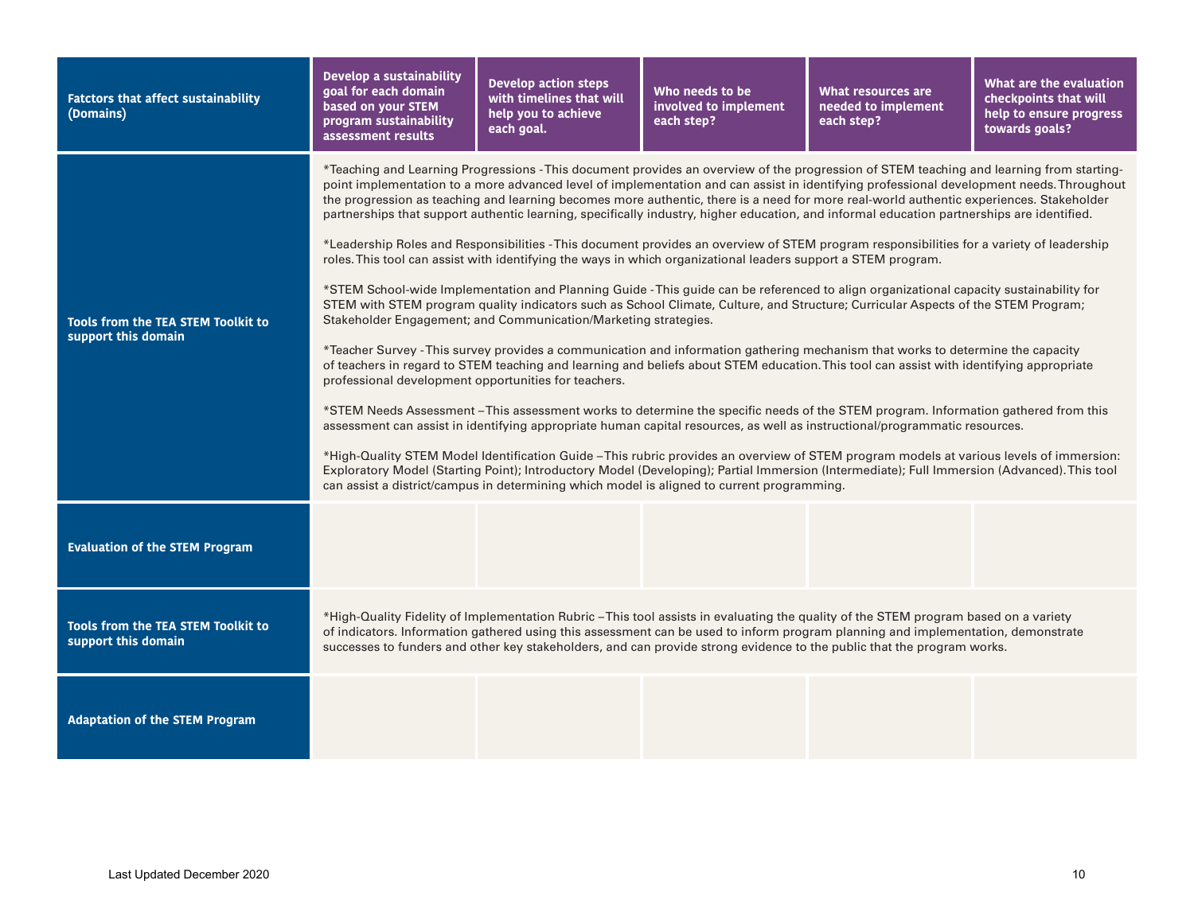| Fatctors that affect sustainability (Domains) | Develop a sustainability goal for each domain based on your STEM program sustainability assessment results | Develop action steps with timelines that will help you to achieve each goal. | Who needs to be involved to implement each step? | What resources are needed to implement each step? | What are the evaluation checkpoints that will help to ensure progress towards goals? |
|---|---|---|---|---|---|
| **Tools from the TEA STEM Toolkit to support this domain** | *Teaching and Learning Progressions - This document provides an overview of the progression of STEM teaching and learning from starting-point implementation to a more advanced level of implementation and can assist in identifying professional development needs. Throughout the progression as teaching and learning becomes more authentic, there is a need for more real-world authentic experiences. Stakeholder partnerships that support authentic learning, specifically industry, higher education, and informal education partnerships are identified.<br><br>*Leadership Roles and Responsibilities - This document provides an overview of STEM program responsibilities for a variety of leadership roles. This tool can assist with identifying the ways in which organizational leaders support a STEM program.<br><br>*STEM School-wide Implementation and Planning Guide - This guide can be referenced to align organizational capacity sustainability for STEM with STEM program quality indicators such as School Climate, Culture, and Structure; Curricular Aspects of the STEM Program; Stakeholder Engagement; and Communication/Marketing strategies.<br><br>*Teacher Survey - This survey provides a communication and information gathering mechanism that works to determine the capacity of teachers in regard to STEM teaching and learning and beliefs about STEM education. This tool can assist with identifying appropriate professional development opportunities for teachers.<br><br>*STEM Needs Assessment – This assessment works to determine the specific needs of the STEM program. Information gathered from this assessment can assist in identifying appropriate human capital resources, as well as instructional/programmatic resources.<br><br>*High-Quality STEM Model Identification Guide – This rubric provides an overview of STEM program models at various levels of immersion: Exploratory Model (Starting Point); Introductory Model (Developing); Partial Immersion (Intermediate); Full Immersion (Advanced). This tool can assist a district/campus in determining which model is aligned to current programming. | | | | |
| **Evaluation of the STEM Program** | | | | | |
| **Tools from the TEA STEM Toolkit to support this domain** | *High-Quality Fidelity of Implementation Rubric – This tool assists in evaluating the quality of the STEM program based on a variety of indicators. Information gathered using this assessment can be used to inform program planning and implementation, demonstrate successes to funders and other key stakeholders, and can provide strong evidence to the public that the program works. | | | | |
| **Adaptation of the STEM Program** | | | | | |

Last Updated December 2020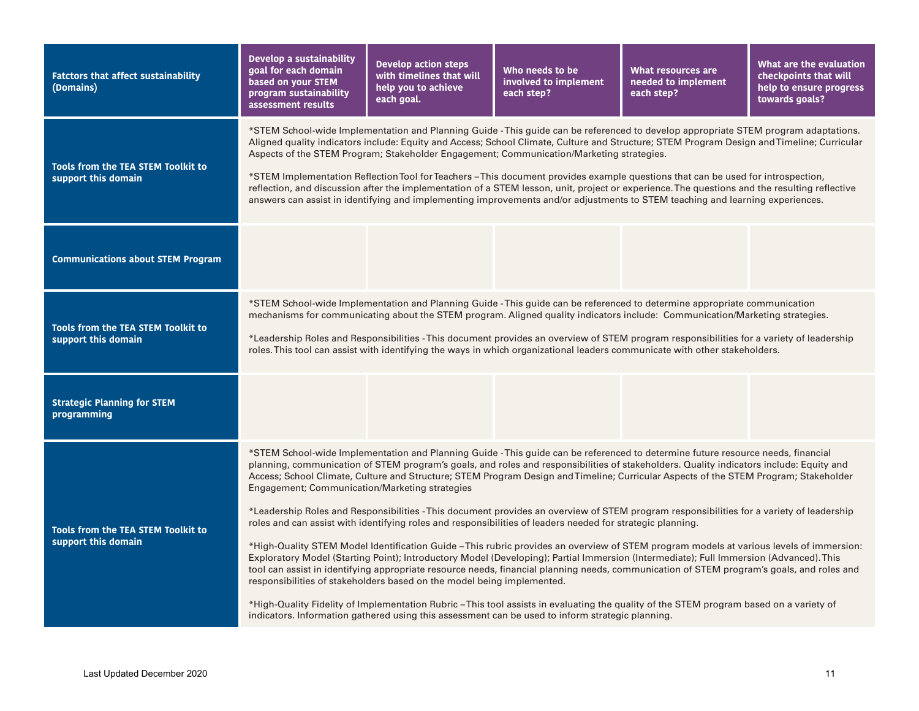| Fatctors that affect sustainability (Domains) | Develop a sustainability goal for each domain based on your STEM program sustainability assessment results | Develop action steps with timelines that will help you to achieve each goal. | Who needs to be involved to implement each step? | What resources are needed to implement each step? | What are the evaluation checkpoints that will help to ensure progress towards goals? |
|---|---|---|---|---|---|
| Tools from the TEA STEM Toolkit to support this domain | *STEM School-wide Implementation and Planning Guide - This guide can be referenced to develop appropriate STEM program adaptations. Aligned quality indicators include: Equity and Access; School Climate, Culture and Structure; STEM Program Design and Timeline; Curricular Aspects of the STEM Program; Stakeholder Engagement; Communication/Marketing strategies.<br><br>*STEM Implementation Reflection Tool for Teachers – This document provides example questions that can be used for introspection, reflection, and discussion after the implementation of a STEM lesson, unit, project or experience. The questions and the resulting reflective answers can assist in identifying and implementing improvements and/or adjustments to STEM teaching and learning experiences. | | | | |
| Communications about STEM Program | | | | | |
| Tools from the TEA STEM Toolkit to support this domain | *STEM School-wide Implementation and Planning Guide - This guide can be referenced to determine appropriate communication mechanisms for communicating about the STEM program. Aligned quality indicators include: Communication/Marketing strategies.<br><br>*Leadership Roles and Responsibilities - This document provides an overview of STEM program responsibilities for a variety of leadership roles. This tool can assist with identifying the ways in which organizational leaders communicate with other stakeholders. | | | | |
| Strategic Planning for STEM programming | | | | | |
| Tools from the TEA STEM Toolkit to support this domain | *STEM School-wide Implementation and Planning Guide - This guide can be referenced to determine future resource needs, financial planning, communication of STEM program's goals, and roles and responsibilities of stakeholders. Quality indicators include: Equity and Access; School Climate, Culture and Structure; STEM Program Design and Timeline; Curricular Aspects of the STEM Program; Stakeholder Engagement; Communication/Marketing strategies<br><br>*Leadership Roles and Responsibilities - This document provides an overview of STEM program responsibilities for a variety of leadership roles and can assist with identifying roles and responsibilities of leaders needed for strategic planning.<br><br>*High-Quality STEM Model Identification Guide – This rubric provides an overview of STEM program models at various levels of immersion: Exploratory Model (Starting Point); Introductory Model (Developing); Partial Immersion (Intermediate); Full Immersion (Advanced). This tool can assist in identifying appropriate resource needs, financial planning needs, communication of STEM program's goals, and roles and responsibilities of stakeholders based on the model being implemented.<br><br>*High-Quality Fidelity of Implementation Rubric – This tool assists in evaluating the quality of the STEM program based on a variety of indicators. Information gathered using this assessment can be used to inform strategic planning. | | | | |

Last Updated December 2020